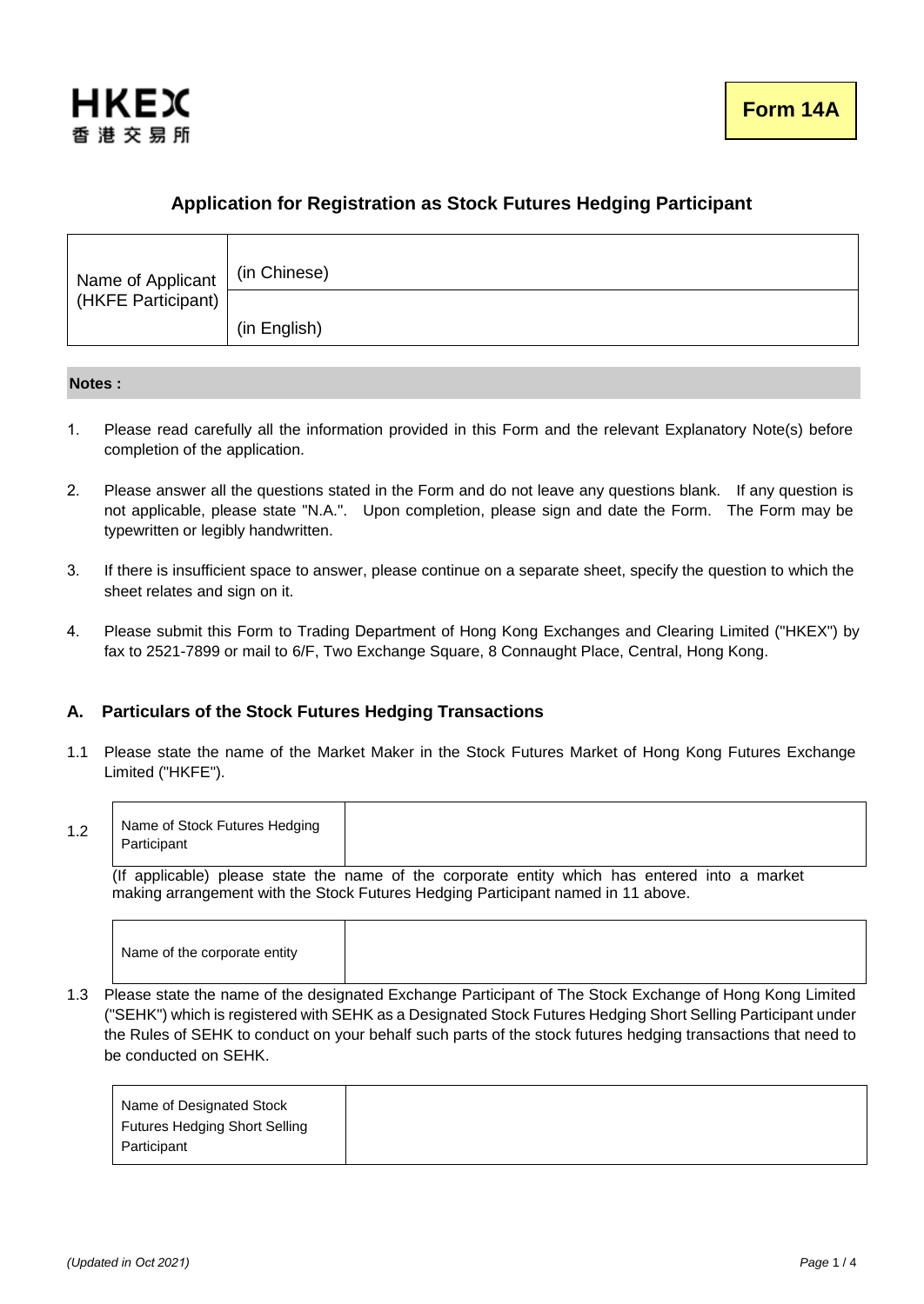HKEX
香港交易所

**Form 14A**

## Application for Registration as Stock Futures Hedging Participant

| Name of Applicant (HKFE Participant) | (in Chinese) |
|---|---|
| | (in English) |

**Notes :**

1. Please read carefully all the information provided in this Form and the relevant Explanatory Note(s) before completion of the application.

2. Please answer all the questions stated in the Form and do not leave any questions blank. If any question is not applicable, please state "N.A.". Upon completion, please sign and date the Form. The Form may be typewritten or legibly handwritten.

3. If there is insufficient space to answer, please continue on a separate sheet, specify the question to which the sheet relates and sign on it.

4. Please submit this Form to Trading Department of Hong Kong Exchanges and Clearing Limited ("HKEX") by fax to 2521-7899 or mail to 6/F, Two Exchange Square, 8 Connaught Place, Central, Hong Kong.

### A. Particulars of the Stock Futures Hedging Transactions

1.1 Please state the name of the Market Maker in the Stock Futures Market of Hong Kong Futures Exchange Limited ("HKFE").

1.2

| Name of Stock Futures Hedging Participant | |
|---|---|

(If applicable) please state the name of the corporate entity which has entered into a market making arrangement with the Stock Futures Hedging Participant named in 11 above.

| Name of the corporate entity | |
|---|---|

1.3 Please state the name of the designated Exchange Participant of The Stock Exchange of Hong Kong Limited ("SEHK") which is registered with SEHK as a Designated Stock Futures Hedging Short Selling Participant under the Rules of SEHK to conduct on your behalf such parts of the stock futures hedging transactions that need to be conducted on SEHK.

| Name of Designated Stock Futures Hedging Short Selling Participant | |
|---|---|

*(Updated in Oct 2021)*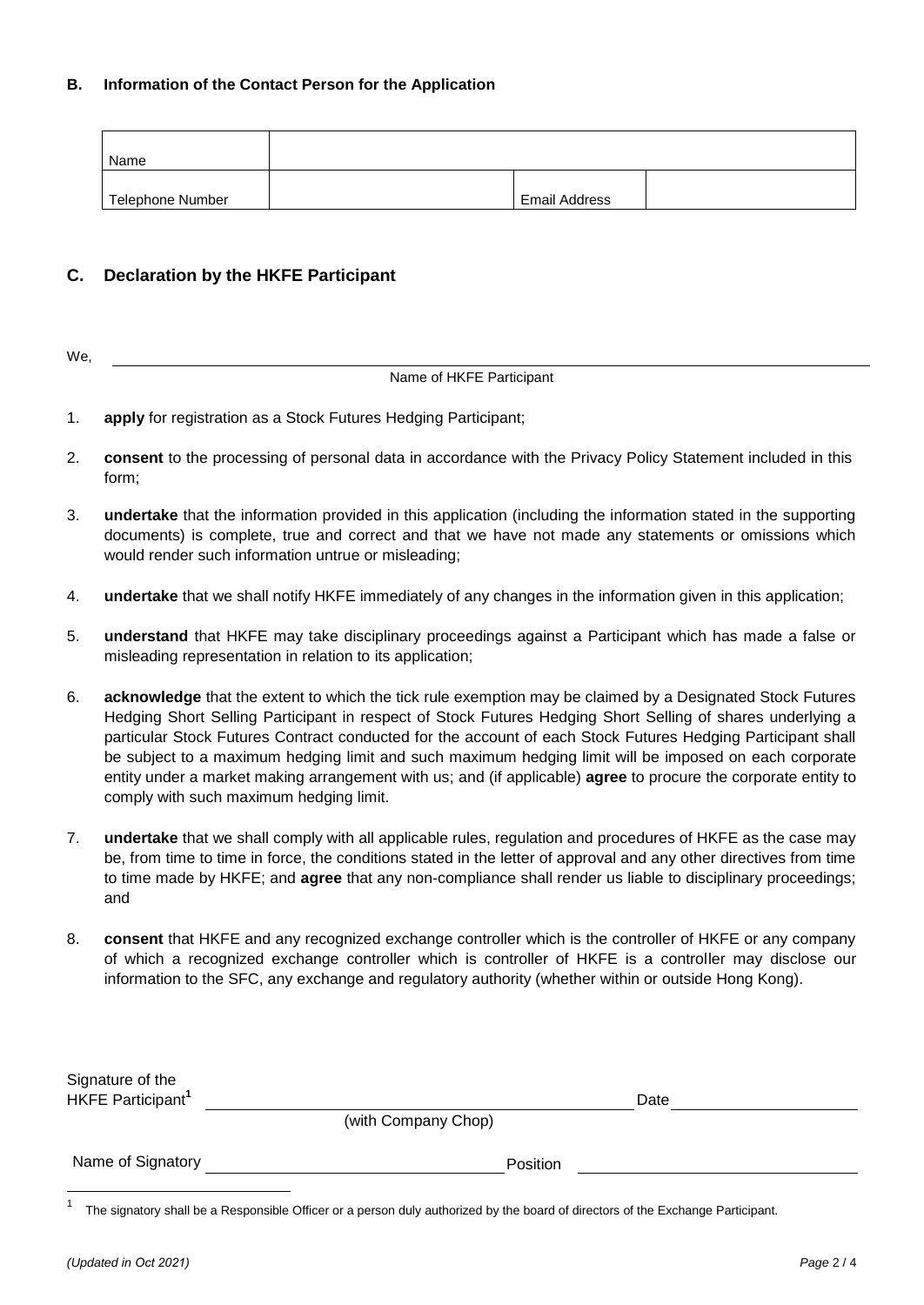### B. Information of the Contact Person for the Application

| Name | | | |
|---|---|---|---|
| Telephone Number | | Email Address | |

## C. Declaration by the HKFE Participant

We, ______________________________________________

Name of HKFE Participant

1. **apply** for registration as a Stock Futures Hedging Participant;
2. **consent** to the processing of personal data in accordance with the Privacy Policy Statement included in this form;
3. **undertake** that the information provided in this application (including the information stated in the supporting documents) is complete, true and correct and that we have not made any statements or omissions which would render such information untrue or misleading;
4. **undertake** that we shall notify HKFE immediately of any changes in the information given in this application;
5. **understand** that HKFE may take disciplinary proceedings against a Participant which has made a false or misleading representation in relation to its application;
6. **acknowledge** that the extent to which the tick rule exemption may be claimed by a Designated Stock Futures Hedging Short Selling Participant in respect of Stock Futures Hedging Short Selling of shares underlying a particular Stock Futures Contract conducted for the account of each Stock Futures Hedging Participant shall be subject to a maximum hedging limit and such maximum hedging limit will be imposed on each corporate entity under a market making arrangement with us; and (if applicable) **agree** to procure the corporate entity to comply with such maximum hedging limit.
7. **undertake** that we shall comply with all applicable rules, regulation and procedures of HKFE as the case may be, from time to time in force, the conditions stated in the letter of approval and any other directives from time to time made by HKFE; and **agree** that any non-compliance shall render us liable to disciplinary proceedings; and
8. **consent** that HKFE and any recognized exchange controller which is the controller of HKFE or any company of which a recognized exchange controller which is controller of HKFE is a controller may disclose our information to the SFC, any exchange and regulatory authority (whether within or outside Hong Kong).

Signature of the HKFE Participant[1] ______________________________ Date ____________________

(with Company Chop)

Name of Signatory ______________________________ Position ______________________________

[1] The signatory shall be a Responsible Officer or a person duly authorized by the board of directors of the Exchange Participant.

*(Updated in Oct 2021)*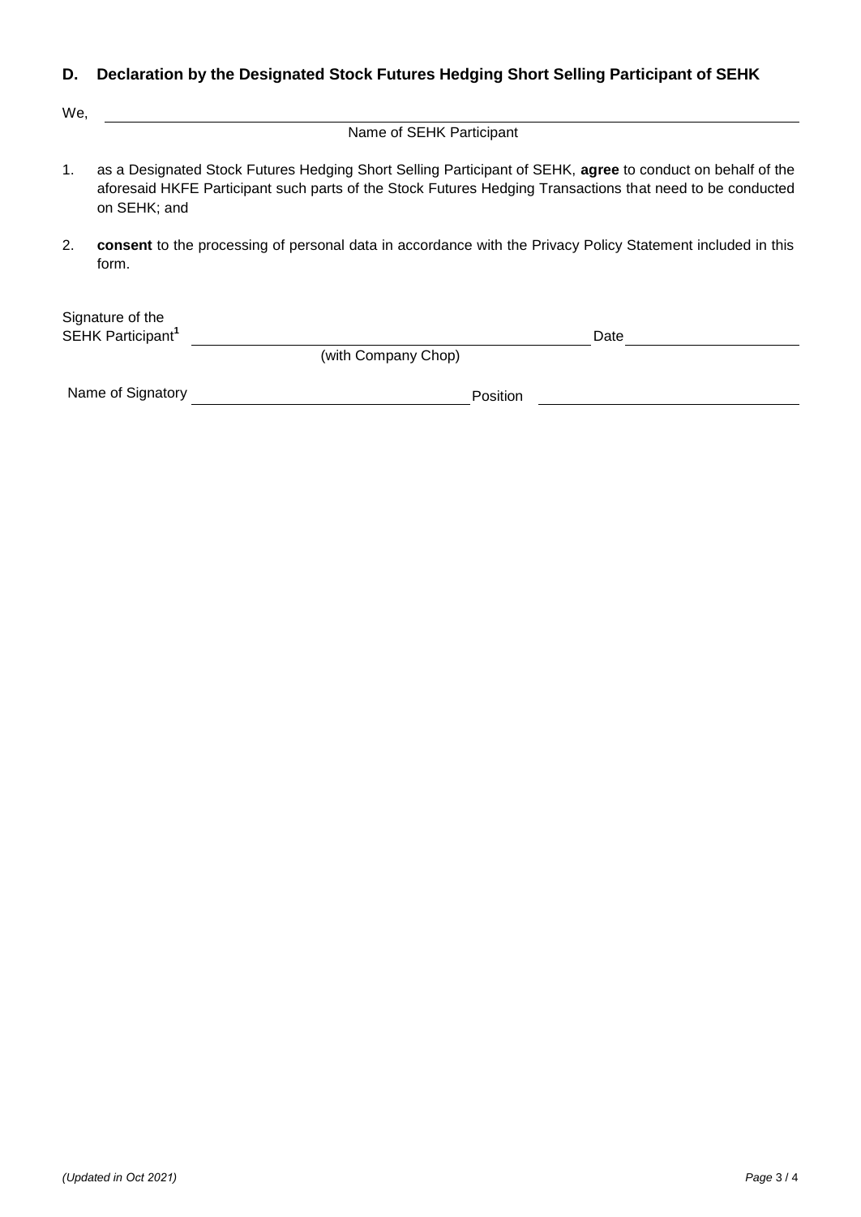## D. Declaration by the Designated Stock Futures Hedging Short Selling Participant of SEHK

We, \_\_\_\_\_\_\_\_\_\_\_\_\_\_\_\_\_\_\_\_\_\_\_\_\_\_\_\_\_\_\_\_\_\_\_\_\_\_\_\_
Name of SEHK Participant

1. as a Designated Stock Futures Hedging Short Selling Participant of SEHK, **agree** to conduct on behalf of the aforesaid HKFE Participant such parts of the Stock Futures Hedging Transactions that need to be conducted on SEHK; and

2. **consent** to the processing of personal data in accordance with the Privacy Policy Statement included in this form.

Signature of the SEHK Participant[1] \_\_\_\_\_\_\_\_\_\_\_\_\_\_\_\_\_\_\_\_\_\_\_\_\_\_\_\_ Date \_\_\_\_\_\_\_\_\_\_\_\_\_\_\_\_
(with Company Chop)

Name of Signatory \_\_\_\_\_\_\_\_\_\_\_\_\_\_\_\_\_\_\_\_\_\_\_\_ Position \_\_\_\_\_\_\_\_\_\_\_\_\_\_\_\_\_\_\_\_\_\_\_\_

*(Updated in Oct 2021)*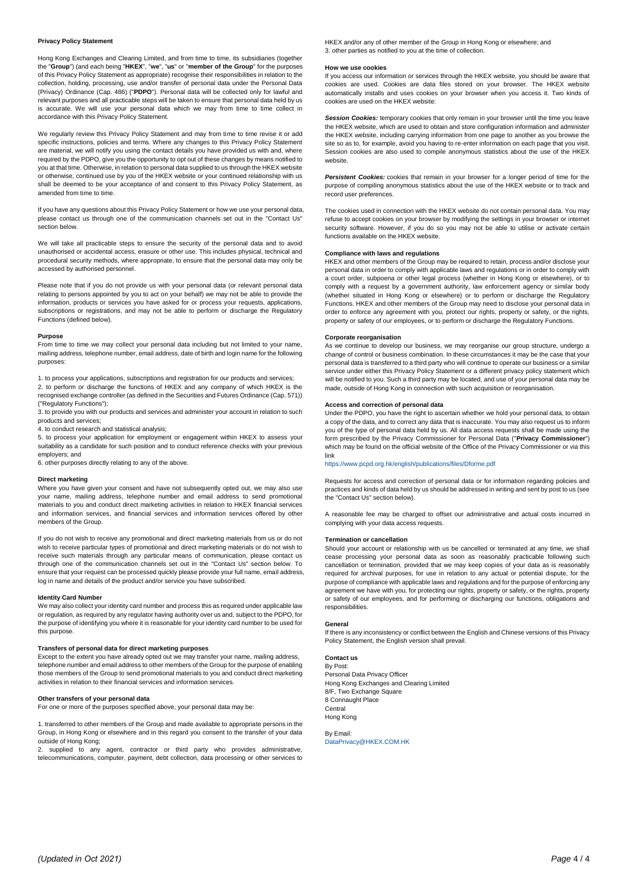## Privacy Policy Statement

Hong Kong Exchanges and Clearing Limited, and from time to time, its subsidiaries (together the "**Group**") (and each being "**HKEX**", "**we**", "**us**" or "**member of the Group**" for the purposes of this Privacy Policy Statement as appropriate) recognise their responsibilities in relation to the collection, holding, processing, use and/or transfer of personal data under the Personal Data (Privacy) Ordinance (Cap. 486) ("**PDPO**"). Personal data will be collected only for lawful and relevant purposes and all practicable steps will be taken to ensure that personal data held by us is accurate. We will use your personal data which we may from time to time collect in accordance with this Privacy Policy Statement.

We regularly review this Privacy Policy Statement and may from time to time revise it or add specific instructions, policies and terms. Where any changes to this Privacy Policy Statement are material, we will notify you using the contact details you have provided us with and, where required by the PDPO, give you the opportunity to opt out of these changes by means notified to you at that time. Otherwise, in relation to personal data supplied to us through the HKEX website or otherwise, continued use by you of the HKEX website or your continued relationship with us shall be deemed to be your acceptance of and consent to this Privacy Policy Statement, as amended from time to time.

If you have any questions about this Privacy Policy Statement or how we use your personal data, please contact us through one of the communication channels set out in the "Contact Us" section below.

We will take all practicable steps to ensure the security of the personal data and to avoid unauthorised or accidental access, erasure or other use. This includes physical, technical and procedural security methods, where appropriate, to ensure that the personal data may only be accessed by authorised personnel.

Please note that if you do not provide us with your personal data (or relevant personal data relating to persons appointed by you to act on your behalf) we may not be able to provide the information, products or services you have asked for or process your requests, applications, subscriptions or registrations, and may not be able to perform or discharge the Regulatory Functions (defined below).

### Purpose

From time to time we may collect your personal data including but not limited to your name, mailing address, telephone number, email address, date of birth and login name for the following purposes:

1. to process your applications, subscriptions and registration for our products and services;
2. to perform or discharge the functions of HKEX and any company of which HKEX is the recognised exchange controller (as defined in the Securities and Futures Ordinance (Cap. 571)) ("Regulatory Functions");
3. to provide you with our products and services and administer your account in relation to such products and services;
4. to conduct research and statistical analysis;
5. to process your application for employment or engagement within HKEX to assess your suitability as a candidate for such position and to conduct reference checks with your previous employers; and
6. other purposes directly relating to any of the above.

### Direct marketing

Where you have given your consent and have not subsequently opted out, we may also use your name, mailing address, telephone number and email address to send promotional materials to you and conduct direct marketing activities in relation to HKEX financial services and information services, and financial services and information services offered by other members of the Group.

If you do not wish to receive any promotional and direct marketing materials from us or do not wish to receive particular types of promotional and direct marketing materials or do not wish to receive such materials through any particular means of communication, please contact us through one of the communication channels set out in the "Contact Us" section below. To ensure that your request can be processed quickly please provide your full name, email address, log in name and details of the product and/or service you have subscribed.

### Identity Card Number

We may also collect your identity card number and process this as required under applicable law or regulation, as required by any regulator having authority over us and, subject to the PDPO, for the purpose of identifying you where it is reasonable for your identity card number to be used for this purpose.

### Transfers of personal data for direct marketing purposes

Except to the extent you have already opted out we may transfer your name, mailing address, telephone number and email address to other members of the Group for the purpose of enabling those members of the Group to send promotional materials to you and conduct direct marketing activities in relation to their financial services and information services.

### Other transfers of your personal data

For one or more of the purposes specified above, your personal data may be:

1. transferred to other members of the Group and made available to appropriate persons in the Group, in Hong Kong or elsewhere and in this regard you consent to the transfer of your data outside of Hong Kong;
2. supplied to any agent, contractor or third party who provides administrative, telecommunications, computer, payment, debt collection, data processing or other services to HKEX and/or any of other member of the Group in Hong Kong or elsewhere; and
3. other parties as notified to you at the time of collection.

### How we use cookies

If you access our information or services through the HKEX website, you should be aware that cookies are used. Cookies are data files stored on your browser. The HKEX website automatically installs and uses cookies on your browser when you access it. Two kinds of cookies are used on the HKEX website:

***Session Cookies:*** temporary cookies that only remain in your browser until the time you leave the HKEX website, which are used to obtain and store configuration information and administer the HKEX website, including carrying information from one page to another as you browse the site so as to, for example, avoid you having to re-enter information on each page that you visit. Session cookies are also used to compile anonymous statistics about the use of the HKEX website.

***Persistent Cookies:*** cookies that remain in your browser for a longer period of time for the purpose of compiling anonymous statistics about the use of the HKEX website or to track and record user preferences.

The cookies used in connection with the HKEX website do not contain personal data. You may refuse to accept cookies on your browser by modifying the settings in your browser or internet security software. However, if you do so you may not be able to utilise or activate certain functions available on the HKEX website.

### Compliance with laws and regulations

HKEX and other members of the Group may be required to retain, process and/or disclose your personal data in order to comply with applicable laws and regulations or in order to comply with a court order, subpoena or other legal process (whether in Hong Kong or elsewhere), or to comply with a request by a government authority, law enforcement agency or similar body (whether situated in Hong Kong or elsewhere) or to perform or discharge the Regulatory Functions. HKEX and other members of the Group may need to disclose your personal data in order to enforce any agreement with you, protect our rights, property or safety, or the rights, property or safety of our employees, or to perform or discharge the Regulatory Functions.

### Corporate reorganisation

As we continue to develop our business, we may reorganise our group structure, undergo a change of control or business combination. In these circumstances it may be the case that your personal data is transferred to a third party who will continue to operate our business or a similar service under either this Privacy Policy Statement or a different privacy policy statement which will be notified to you. Such a third party may be located, and use of your personal data may be made, outside of Hong Kong in connection with such acquisition or reorganisation.

### Access and correction of personal data

Under the PDPO, you have the right to ascertain whether we hold your personal data, to obtain a copy of the data, and to correct any data that is inaccurate. You may also request us to inform you of the type of personal data held by us. All data access requests shall be made using the form prescribed by the Privacy Commissioner for Personal Data ("**Privacy Commissioner**") which may be found on the official website of the Office of the Privacy Commissioner or via this link
https://www.pcpd.org.hk/english/publications/files/Dforme.pdf

Requests for access and correction of personal data or for information regarding policies and practices and kinds of data held by us should be addressed in writing and sent by post to us (see the "Contact Us" section below).

A reasonable fee may be charged to offset our administrative and actual costs incurred in complying with your data access requests.

### Termination or cancellation

Should your account or relationship with us be cancelled or terminated at any time, we shall cease processing your personal data as soon as reasonably practicable following such cancellation or termination, provided that we may keep copies of your data as is reasonably required for archival purposes, for use in relation to any actual or potential dispute, for the purpose of compliance with applicable laws and regulations and for the purpose of enforcing any agreement we have with you, for protecting our rights, property or safety, or the rights, property or safety of our employees, and for performing or discharging our functions, obligations and responsibilities.

### General

If there is any inconsistency or conflict between the English and Chinese versions of this Privacy Policy Statement, the English version shall prevail.

### Contact us

By Post:
Personal Data Privacy Officer
Hong Kong Exchanges and Clearing Limited
8/F, Two Exchange Square
8 Connaught Place
Central
Hong Kong

By Email:
DataPrivacy@HKEX.COM.HK

*(Updated in Oct 2021)*